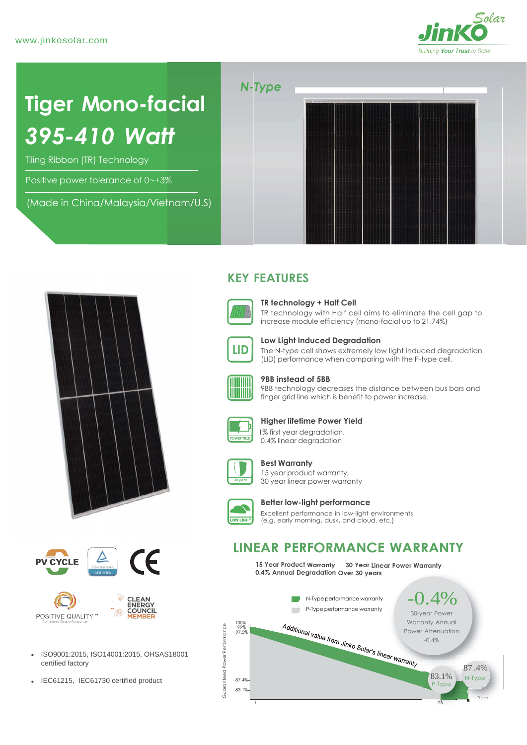www.jinkosolar.com

JinKO Solar
Building Your Trust in Solar

# Tiger Mono-facial 395-410 Watt

Tiling Ribbon (TR) Technology

Positive power tolerance of 0~+3%

(Made in China/Malaysia/Vietnam/U.S)

N-Type

## KEY FEATURES

**TR technology + Half Cell**
TR technology with Half cell aims to eliminate the cell gap to increase module efficiency (mono-facial up to 21.74%)

**Low Light Induced Degradation**
The N-type cell shows extremely low light induced degradation (LID) performance when comparing with the P-type cell.

**9BB instead of 5BB**
9BB technology decreases the distance between bus bars and finger grid line which is benefit to power increase.

**Higher lifetime Power Yield**
1% first year degradation,
0.4% linear degradation

**Best Warranty**
15 year product warranty,
30 year linear power warranty

**Better low-light performance**
Excellent performance in low-light environments (e.g. early morning, dusk, and cloud, etc.)

PV CYCLE · TÜV Rheinland CERTIFIED · CE

POSITIVE QUALITY · CLEAN ENERGY COUNCIL MEMBER

- ISO9001:2015, ISO14001:2015, OHSAS18001 certified factory
- IEC61215, IEC61730 certified product

## LINEAR PERFORMANCE WARRANTY

**15 Year Product Warranty 30 Year Linear Power Warranty**
**0.4% Annual Degradation Over 30 years**

N-Type performance warranty
P-Type performance warranty

-0.4%
30-year Power Warranty Annual Power Attenuation
-0.4%

Additional value from Jinko Solar's linear warranty

Guaranteed Power Performance: 100%, 99%, 97.5%, 87.4%, 83.1%

Year: 1, 25

83.1% P-Type

87.4% N-Type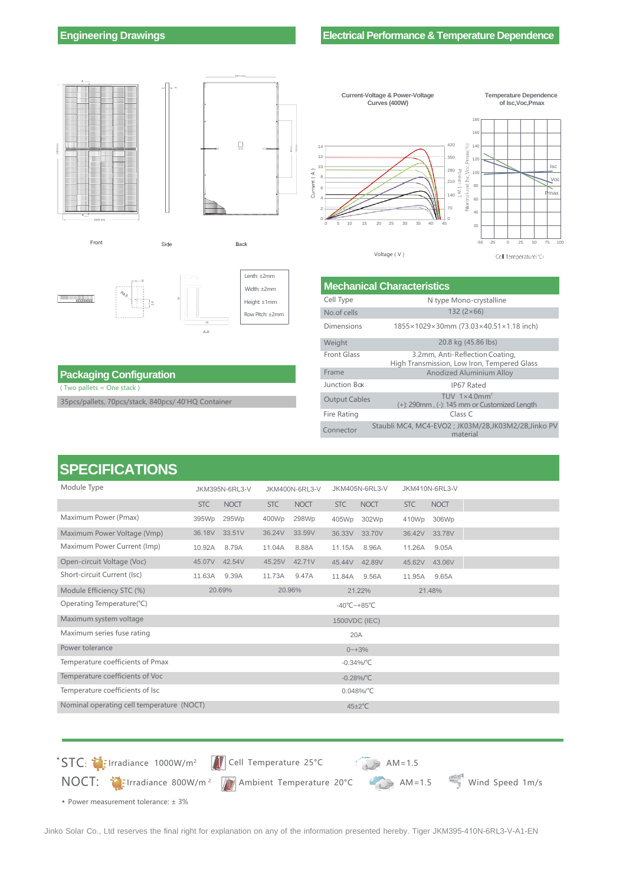## Engineering Drawings

Front

Side

Back

Lenth: ±2mm

Width: ±2mm

Height: ±1mm

Row Pitch: ±2mm

## Electrical Performance & Temperature Dependence

Current-Voltage & Power-Voltage Curves (400W)

Current ( A )

Voltage ( V )

Power ( W )

Temperature Dependence of Isc,Voc,Pmax

Normalized Isc,Voc,Pmax(%)

Isc

Voc

Pmax

Cell Temperature(°C)

## Packaging Configuration

( Two pallets = One stack )

35pcs/pallets, 70pcs/stack, 840pcs/ 40'HQ Container

## Mechanical Characteristics

| | |
|---|---|
| Cell Type | N type Mono-crystalline |
| No.of cells | 132 (2×66) |
| Dimensions | 1855×1029×30mm (73.03×40.51×1.18 inch) |
| Weight | 20.8 kg (45.86 lbs) |
| Front Glass | 3.2mm, Anti-Reflection Coating, High Transmission, Low Iron, Tempered Glass |
| Frame | Anodized Aluminium Alloy |
| Junction Box | IP67 Rated |
| Output Cables | TUV 1×4.0mm² (+): 290mm , (-): 145 mm or Customized Length |
| Fire Rating | Class C |
| Connector | Staubli MC4, MC4-EVO2 ; JK03M/2B,JK03M2/2B,Jinko PV material |

## SPECIFICATIONS

| Module Type | JKM395N-6RL3-V | | JKM400N-6RL3-V | | JKM405N-6RL3-V | | JKM410N-6RL3-V | |
|---|---|---|---|---|---|---|---|---|
| | STC | NOCT | STC | NOCT | STC | NOCT | STC | NOCT |
| Maximum Power (Pmax) | 395Wp | 295Wp | 400Wp | 298Wp | 405Wp | 302Wp | 410Wp | 306Wp |
| Maximum Power Voltage (Vmp) | 36.18V | 33.51V | 36.24V | 33.59V | 36.33V | 33.70V | 36.42V | 33.78V |
| Maximum Power Current (Imp) | 10.92A | 8.79A | 11.04A | 8.88A | 11.15A | 8.96A | 11.26A | 9.05A |
| Open-circuit Voltage (Voc) | 45.07V | 42.54V | 45.25V | 42.71V | 45.44V | 42.89V | 45.62V | 43.06V |
| Short-circuit Current (Isc) | 11.63A | 9.39A | 11.73A | 9.47A | 11.84A | 9.56A | 11.95A | 9.65A |
| Module Efficiency STC (%) | 20.69% | | 20.96% | | 21.22% | | 21.48% | |
| Operating Temperature(℃) | -40℃~+85℃ | | | | | | | |
| Maximum system voltage | 1500VDC (IEC) | | | | | | | |
| Maximum series fuse rating | 20A | | | | | | | |
| Power tolerance | 0~+3% | | | | | | | |
| Temperature coefficients of Pmax | -0.34%/℃ | | | | | | | |
| Temperature coefficients of Voc | -0.28%/℃ | | | | | | | |
| Temperature coefficients of Isc | 0.048%/℃ | | | | | | | |
| Nominal operating cell temperature (NOCT) | 45±2℃ | | | | | | | |

*STC: Irradiance 1000W/m² Cell Temperature 25°C AM=1.5

NOCT: Irradiance 800W/m² Ambient Temperature 20°C AM=1.5 Wind Speed 1m/s

* Power measurement tolerance: ± 3%

Jinko Solar Co., Ltd reserves the final right for explanation on any of the information presented hereby. Tiger JKM395-410N-6RL3-V-A1-EN